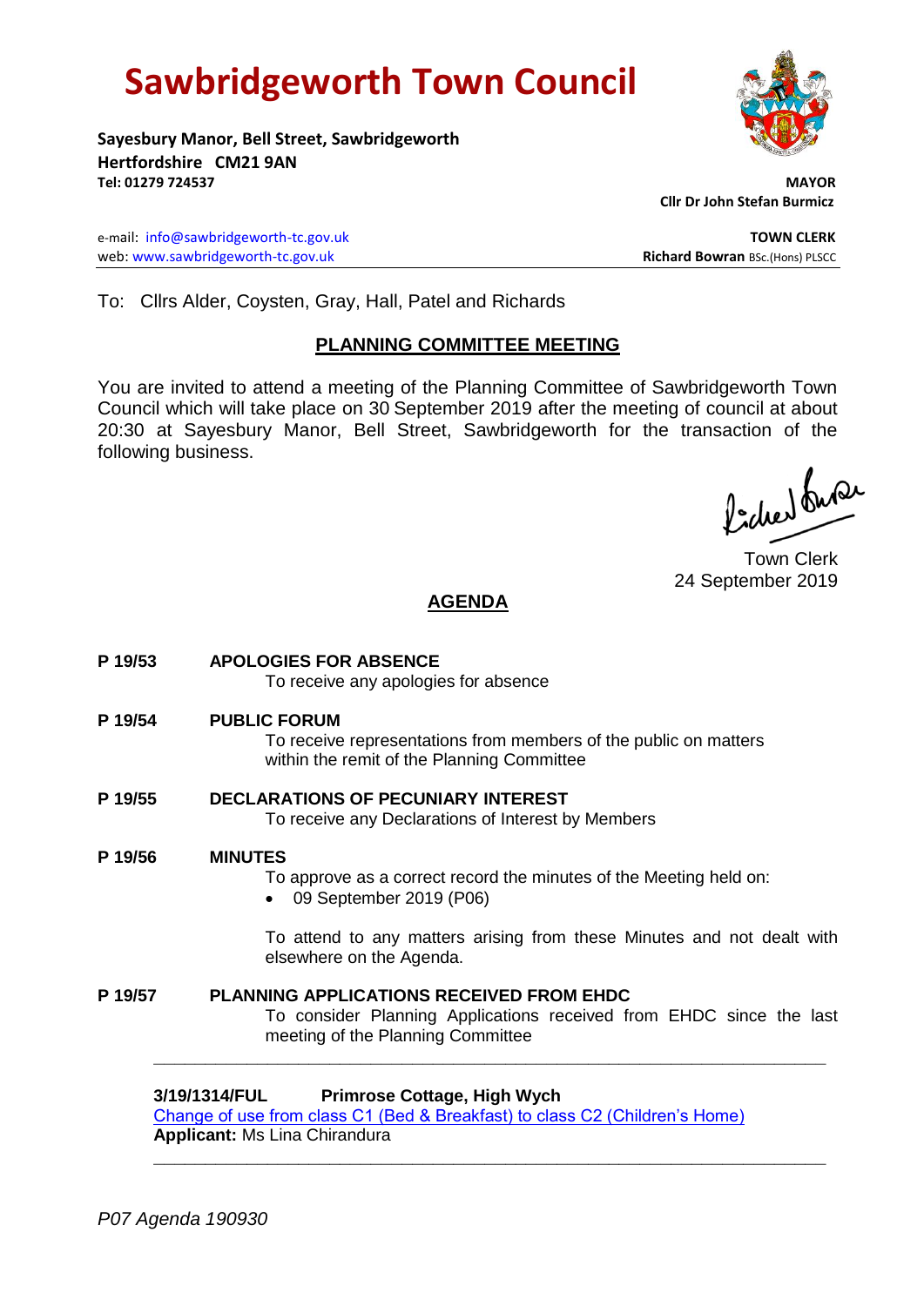# Sawbridgeworth Town Council

**Sayesbury Manor, Bell Street, Sawbridgeworth**
**Hertfordshire CM21 9AN**
**Tel: 01279 724537**

**MAYOR**
**Cllr Dr John Stefan Burmicz**

e-mail: info@sawbridgeworth-tc.gov.uk
web: www.sawbridgeworth-tc.gov.uk

**TOWN CLERK**
**Richard Bowran** BSc.(Hons) PLSCC

---

To: Cllrs Alder, Coysten, Gray, Hall, Patel and Richards

## PLANNING COMMITTEE MEETING

You are invited to attend a meeting of the Planning Committee of Sawbridgeworth Town Council which will take place on 30 September 2019 after the meeting of council at about 20:30 at Sayesbury Manor, Bell Street, Sawbridgeworth for the transaction of the following business.

Town Clerk
24 September 2019

## AGENDA

**P 19/53 APOLOGIES FOR ABSENCE**
To receive any apologies for absence

**P 19/54 PUBLIC FORUM**
To receive representations from members of the public on matters within the remit of the Planning Committee

**P 19/55 DECLARATIONS OF PECUNIARY INTEREST**
To receive any Declarations of Interest by Members

**P 19/56 MINUTES**
To approve as a correct record the minutes of the Meeting held on:

- 09 September 2019 (P06)

To attend to any matters arising from these Minutes and not dealt with elsewhere on the Agenda.

**P 19/57 PLANNING APPLICATIONS RECEIVED FROM EHDC**
To consider Planning Applications received from EHDC since the last meeting of the Planning Committee

---

**3/19/1314/FUL Primrose Cottage, High Wych**
Change of use from class C1 (Bed & Breakfast) to class C2 (Children's Home)
**Applicant:** Ms Lina Chirandura

---

*P07 Agenda 190930*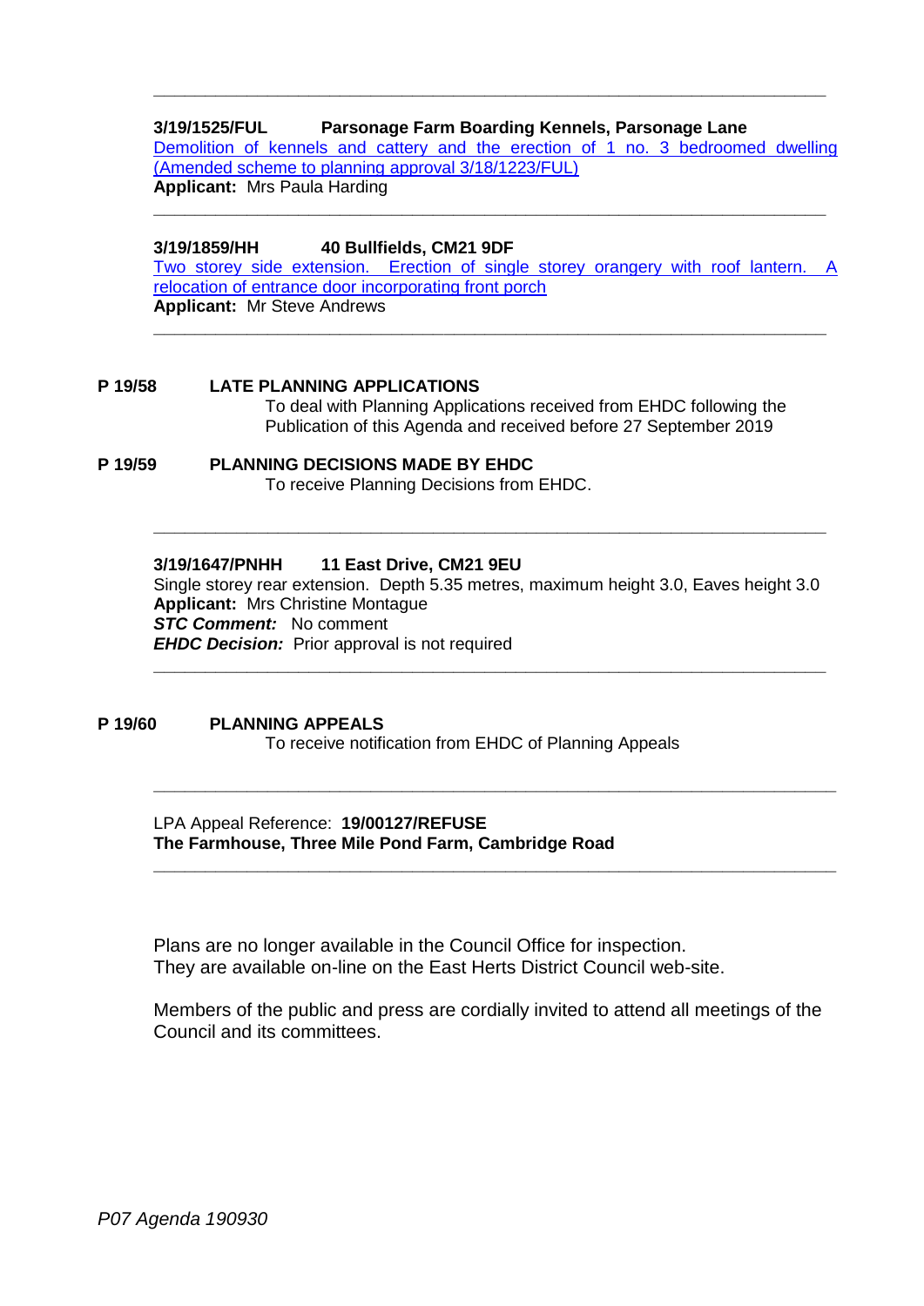---

**3/19/1525/FUL Parsonage Farm Boarding Kennels, Parsonage Lane**
Demolition of kennels and cattery and the erection of 1 no. 3 bedroomed dwelling (Amended scheme to planning approval 3/18/1223/FUL)
**Applicant:** Mrs Paula Harding

---

**3/19/1859/HH 40 Bullfields, CM21 9DF**
Two storey side extension. Erection of single storey orangery with roof lantern. A relocation of entrance door incorporating front porch
**Applicant:** Mr Steve Andrews

---

**P 19/58 LATE PLANNING APPLICATIONS**

To deal with Planning Applications received from EHDC following the Publication of this Agenda and received before 27 September 2019

**P 19/59 PLANNING DECISIONS MADE BY EHDC**

To receive Planning Decisions from EHDC.

---

**3/19/1647/PNHH 11 East Drive, CM21 9EU**
Single storey rear extension. Depth 5.35 metres, maximum height 3.0, Eaves height 3.0
**Applicant:** Mrs Christine Montague
***STC Comment:*** No comment
***EHDC Decision:*** Prior approval is not required

---

**P 19/60 PLANNING APPEALS**

To receive notification from EHDC of Planning Appeals

---

LPA Appeal Reference: **19/00127/REFUSE**
**The Farmhouse, Three Mile Pond Farm, Cambridge Road**

---

Plans are no longer available in the Council Office for inspection.
They are available on-line on the East Herts District Council web-site.

Members of the public and press are cordially invited to attend all meetings of the Council and its committees.